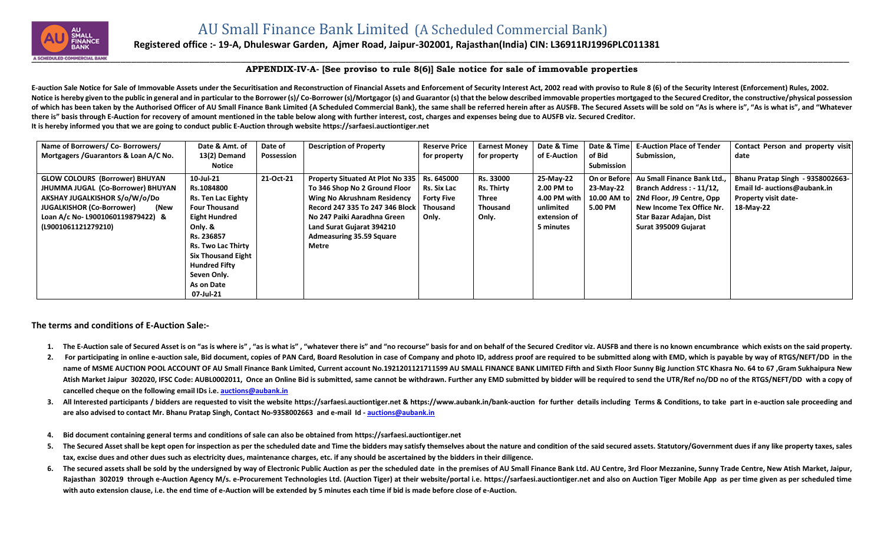# AU Small Finance Bank Limited (A Scheduled Commercial Bank)

**Registered office :- 19-A, Dhuleswar Garden, Ajmer Road, Jaipur-302001, Rajasthan(India) CIN: L36911RJ1996PLC011381**

## APPENDIX-IV-A- [See proviso to rule 8(6)] Sale notice for sale of immovable properties

**E-auction Sale Notice for Sale of Immovable Assets under the Securitisation and Reconstruction of Financial Assets and Enforcement of Security Interest Act, 2002 read with proviso to Rule 8 (6) of the Security Interest (Enforcement) Rules, 2002.**

**Notice is hereby given to the public in general and in particular to the Borrower (s)/ Co-Borrower (s)/Mortgagor (s) and Guarantor (s) that the below described immovable properties mortgaged to the Secured Creditor, the constructive/physical possession of which has been taken by the Authorised Officer of AU Small Finance Bank Limited {A Scheduled Commercial Bank}, the same shall be referred herein after as AUSFB. The Secured Assets will be sold on "As is where is", "As is what is", and "Whatever there is" basis through E-Auction for recovery of amount mentioned in the table below along with further interest, cost, charges and expenses being due to AUSFB viz. Secured Creditor.**

**It is hereby informed you that we are going to conduct public E-Auction through website https://sarfaesi.auctiontiger.net**

| Name of Borrowers/ Co- Borrowers/ Mortgagers /Guarantors & Loan A/C No. | Date & Amt. of 13(2) Demand Notice | Date of Possession | Description of Property | Reserve Price for property | Earnest Money for property | Date & Time of E-Auction | Date & Time of Bid Submission | E-Auction Place of Tender Submission, | Contact Person and property visit date |
|---|---|---|---|---|---|---|---|---|---|
| GLOW COLOURS (Borrower) BHUYAN JHUMMA JUGAL (Co-Borrower) BHUYAN AKSHAY JUGALKISHOR S/o/W/o/Do JUGALKISHOR (Co-Borrower) (New Loan A/c No- L9001060119879422) & (L9001061121279210) | 10-Jul-21 Rs.1084800 Rs. Ten Lac Eighty Four Thousand Eight Hundred Only. & Rs. 236857 Rs. Two Lac Thirty Six Thousand Eight Hundred Fifty Seven Only. As on Date 07-Jul-21 | 21-Oct-21 | Property Situated At Plot No 335 To 346 Shop No 2 Ground Floor Wing No Akrushnam Residency Record 247 335 To 247 346 Block No 247 Paiki Aaradhna Green Land Surat Gujarat 394210 Admeasuring 35.59 Square Metre | Rs. 645000 Rs. Six Lac Forty Five Thousand Only. | Rs. 33000 Rs. Thirty Three Thousand Only. | 25-May-22 2.00 PM to 4.00 PM with unlimited extension of 5 minutes | On or Before 23-May-22 10.00 AM to 5.00 PM | Au Small Finance Bank Ltd., Branch Address : - 11/12, 2Nd Floor, J9 Centre, Opp New Income Tex Office Nr. Star Bazar Adajan, Dist Surat 395009 Gujarat | Bhanu Pratap Singh - 9358002663- Email Id- auctions@aubank.in Property visit date- 18-May-22 |

### The terms and conditions of E-Auction Sale:-

1. **The E-Auction sale of Secured Asset is on "as is where is" , "as is what is" , "whatever there is" and "no recourse" basis for and on behalf of the Secured Creditor viz. AUSFB and there is no known encumbrance which exists on the said property.**
2. **For participating in online e-auction sale, Bid document, copies of PAN Card, Board Resolution in case of Company and photo ID, address proof are required to be submitted along with EMD, which is payable by way of RTGS/NEFT/DD in the name of MSME AUCTION POOL ACCOUNT OF AU Small Finance Bank Limited, Current account No.1921201121711599 AU SMALL FINANCE BANK LIMITED Fifth and Sixth Floor Sunny Big Junction STC Khasra No. 64 to 67 ,Gram Sukhaipura New Atish Market Jaipur 302020, IFSC Code: AUBL0002011, Once an Online Bid is submitted, same cannot be withdrawn. Further any EMD submitted by bidder will be required to send the UTR/Ref no/DD no of the RTGS/NEFT/DD with a copy of cancelled cheque on the following email IDs i.e. auctions@aubank.in**
3. **All Interested participants / bidders are requested to visit the website https://sarfaesi.auctiontiger.net & https://www.aubank.in/bank-auction for further details including Terms & Conditions, to take part in e-auction sale proceeding and are also advised to contact Mr. Bhanu Pratap Singh, Contact No-9358002663 and e-mail Id - auctions@aubank.in**
4. **Bid document containing general terms and conditions of sale can also be obtained from https://sarfaesi.auctiontiger.net**
5. **The Secured Asset shall be kept open for inspection as per the scheduled date and Time the bidders may satisfy themselves about the nature and condition of the said secured assets. Statutory/Government dues if any like property taxes, sales tax, excise dues and other dues such as electricity dues, maintenance charges, etc. if any should be ascertained by the bidders in their diligence.**
6. **The secured assets shall be sold by the undersigned by way of Electronic Public Auction as per the scheduled date in the premises of AU Small Finance Bank Ltd. AU Centre, 3rd Floor Mezzanine, Sunny Trade Centre, New Atish Market, Jaipur, Rajasthan 302019 through e-Auction Agency M/s. e-Procurement Technologies Ltd. (Auction Tiger) at their website/portal i.e. https://sarfaesi.auctiontiger.net and also on Auction Tiger Mobile App as per time given as per scheduled time with auto extension clause, i.e. the end time of e-Auction will be extended by 5 minutes each time if bid is made before close of e-Auction.**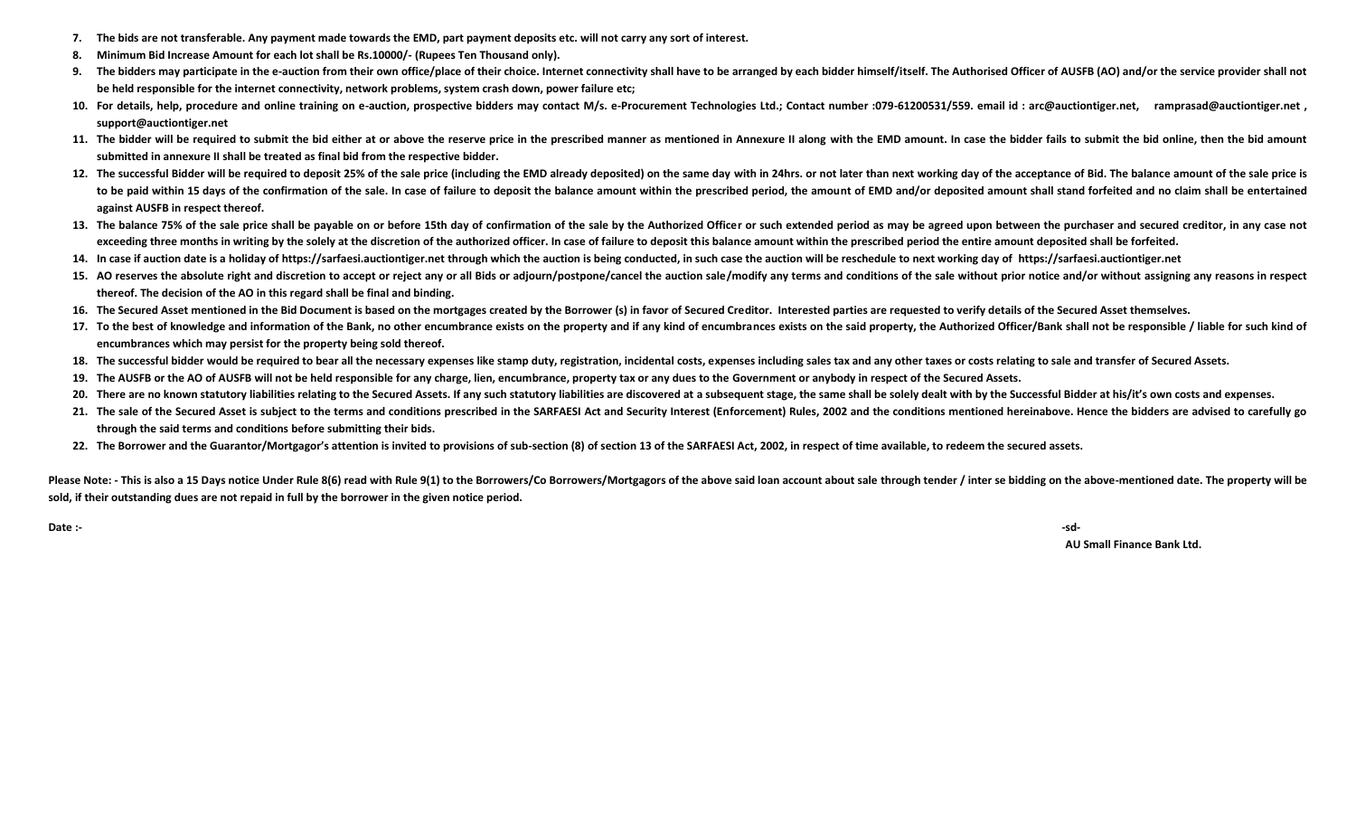7. **The bids are not transferable. Any payment made towards the EMD, part payment deposits etc. will not carry any sort of interest.**
8. **Minimum Bid Increase Amount for each lot shall be Rs.10000/- (Rupees Ten Thousand only).**
9. **The bidders may participate in the e-auction from their own office/place of their choice. Internet connectivity shall have to be arranged by each bidder himself/itself. The Authorised Officer of AUSFB (AO) and/or the service provider shall not be held responsible for the internet connectivity, network problems, system crash down, power failure etc;**
10. **For details, help, procedure and online training on e-auction, prospective bidders may contact M/s. e-Procurement Technologies Ltd.; Contact number :079-61200531/559. email id : arc@auctiontiger.net, ramprasad@auctiontiger.net , support@auctiontiger.net**
11. **The bidder will be required to submit the bid either at or above the reserve price in the prescribed manner as mentioned in Annexure II along with the EMD amount. In case the bidder fails to submit the bid online, then the bid amount submitted in annexure II shall be treated as final bid from the respective bidder.**
12. **The successful Bidder will be required to deposit 25% of the sale price (including the EMD already deposited) on the same day with in 24hrs. or not later than next working day of the acceptance of Bid. The balance amount of the sale price is to be paid within 15 days of the confirmation of the sale. In case of failure to deposit the balance amount within the prescribed period, the amount of EMD and/or deposited amount shall stand forfeited and no claim shall be entertained against AUSFB in respect thereof.**
13. **The balance 75% of the sale price shall be payable on or before 15th day of confirmation of the sale by the Authorized Officer or such extended period as may be agreed upon between the purchaser and secured creditor, in any case not exceeding three months in writing by the solely at the discretion of the authorized officer. In case of failure to deposit this balance amount within the prescribed period the entire amount deposited shall be forfeited.**
14. **In case if auction date is a holiday of https://sarfaesi.auctiontiger.net through which the auction is being conducted, in such case the auction will be reschedule to next working day of https://sarfaesi.auctiontiger.net**
15. **AO reserves the absolute right and discretion to accept or reject any or all Bids or adjourn/postpone/cancel the auction sale/modify any terms and conditions of the sale without prior notice and/or without assigning any reasons in respect thereof. The decision of the AO in this regard shall be final and binding.**
16. **The Secured Asset mentioned in the Bid Document is based on the mortgages created by the Borrower (s) in favor of Secured Creditor. Interested parties are requested to verify details of the Secured Asset themselves.**
17. **To the best of knowledge and information of the Bank, no other encumbrance exists on the property and if any kind of encumbrances exists on the said property, the Authorized Officer/Bank shall not be responsible / liable for such kind of encumbrances which may persist for the property being sold thereof.**
18. **The successful bidder would be required to bear all the necessary expenses like stamp duty, registration, incidental costs, expenses including sales tax and any other taxes or costs relating to sale and transfer of Secured Assets.**
19. **The AUSFB or the AO of AUSFB will not be held responsible for any charge, lien, encumbrance, property tax or any dues to the Government or anybody in respect of the Secured Assets.**
20. **There are no known statutory liabilities relating to the Secured Assets. If any such statutory liabilities are discovered at a subsequent stage, the same shall be solely dealt with by the Successful Bidder at his/it's own costs and expenses.**
21. **The sale of the Secured Asset is subject to the terms and conditions prescribed in the SARFAESI Act and Security Interest (Enforcement) Rules, 2002 and the conditions mentioned hereinabove. Hence the bidders are advised to carefully go through the said terms and conditions before submitting their bids.**
22. **The Borrower and the Guarantor/Mortgagor's attention is invited to provisions of sub-section (8) of section 13 of the SARFAESI Act, 2002, in respect of time available, to redeem the secured assets.**

**Please Note: - This is also a 15 Days notice Under Rule 8(6) read with Rule 9(1) to the Borrowers/Co Borrowers/Mortgagors of the above said loan account about sale through tender / inter se bidding on the above-mentioned date. The property will be sold, if their outstanding dues are not repaid in full by the borrower in the given notice period.**

**Date :-**

**-sd-**

**AU Small Finance Bank Ltd.**